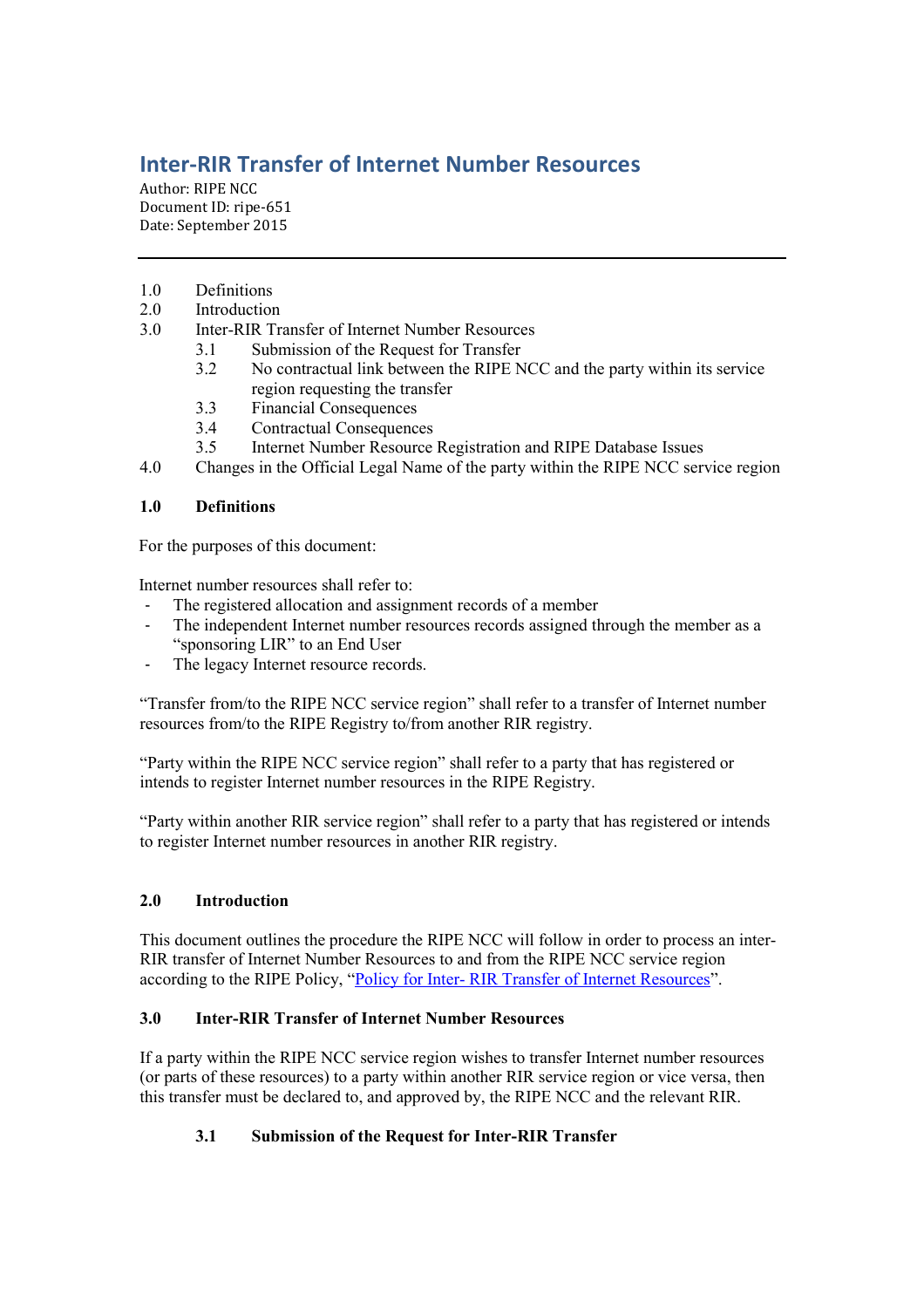# Inter-RIR Transfer of Internet Number Resources

Author: RIPE NCC
Document ID: ripe-651
Date: September 2015

---

1.0 Definitions
2.0 Introduction
3.0 Inter-RIR Transfer of Internet Number Resources
  3.1 Submission of the Request for Transfer
  3.2 No contractual link between the RIPE NCC and the party within its service region requesting the transfer
  3.3 Financial Consequences
  3.4 Contractual Consequences
  3.5 Internet Number Resource Registration and RIPE Database Issues
4.0 Changes in the Official Legal Name of the party within the RIPE NCC service region

## 1.0 Definitions

For the purposes of this document:

Internet number resources shall refer to:

- The registered allocation and assignment records of a member
- The independent Internet number resources records assigned through the member as a “sponsoring LIR” to an End User
- The legacy Internet resource records.

“Transfer from/to the RIPE NCC service region” shall refer to a transfer of Internet number resources from/to the RIPE Registry to/from another RIR registry.

“Party within the RIPE NCC service region” shall refer to a party that has registered or intends to register Internet number resources in the RIPE Registry.

“Party within another RIR service region” shall refer to a party that has registered or intends to register Internet number resources in another RIR registry.

## 2.0 Introduction

This document outlines the procedure the RIPE NCC will follow in order to process an inter-RIR transfer of Internet Number Resources to and from the RIPE NCC service region according to the RIPE Policy, “Policy for Inter- RIR Transfer of Internet Resources”.

## 3.0 Inter-RIR Transfer of Internet Number Resources

If a party within the RIPE NCC service region wishes to transfer Internet number resources (or parts of these resources) to a party within another RIR service region or vice versa, then this transfer must be declared to, and approved by, the RIPE NCC and the relevant RIR.

### 3.1 Submission of the Request for Inter-RIR Transfer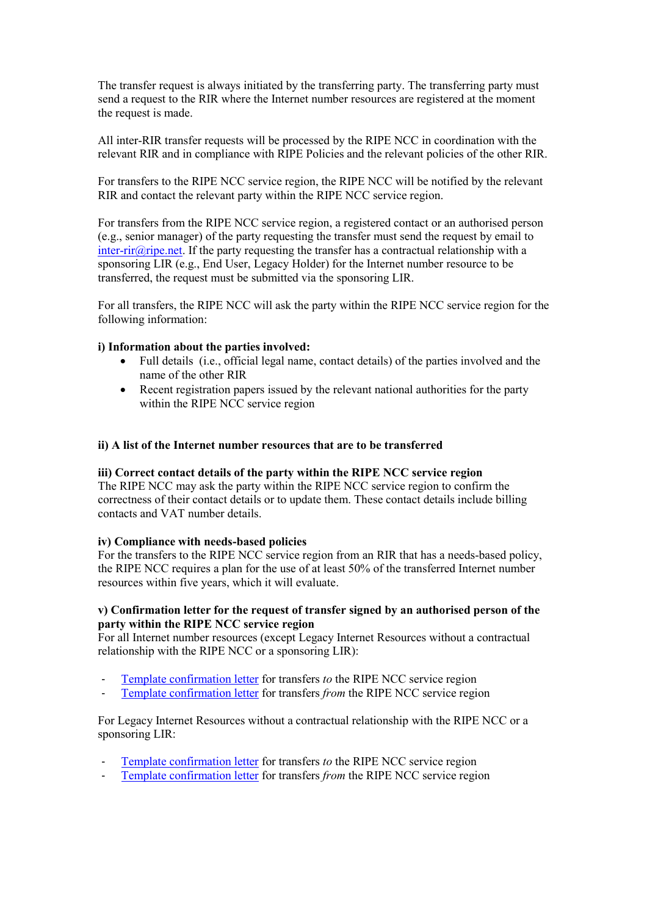The transfer request is always initiated by the transferring party. The transferring party must send a request to the RIR where the Internet number resources are registered at the moment the request is made.

All inter-RIR transfer requests will be processed by the RIPE NCC in coordination with the relevant RIR and in compliance with RIPE Policies and the relevant policies of the other RIR.

For transfers to the RIPE NCC service region, the RIPE NCC will be notified by the relevant RIR and contact the relevant party within the RIPE NCC service region.

For transfers from the RIPE NCC service region, a registered contact or an authorised person (e.g., senior manager) of the party requesting the transfer must send the request by email to [inter-rir@ripe.net](mailto:inter-rir@ripe.net). If the party requesting the transfer has a contractual relationship with a sponsoring LIR (e.g., End User, Legacy Holder) for the Internet number resource to be transferred, the request must be submitted via the sponsoring LIR.

For all transfers, the RIPE NCC will ask the party within the RIPE NCC service region for the following information:

**i) Information about the parties involved:**

- Full details (i.e., official legal name, contact details) of the parties involved and the name of the other RIR
- Recent registration papers issued by the relevant national authorities for the party within the RIPE NCC service region

**ii) A list of the Internet number resources that are to be transferred**

**iii) Correct contact details of the party within the RIPE NCC service region**

The RIPE NCC may ask the party within the RIPE NCC service region to confirm the correctness of their contact details or to update them. These contact details include billing contacts and VAT number details.

**iv) Compliance with needs-based policies**

For the transfers to the RIPE NCC service region from an RIR that has a needs-based policy, the RIPE NCC requires a plan for the use of at least 50% of the transferred Internet number resources within five years, which it will evaluate.

**v) Confirmation letter for the request of transfer signed by an authorised person of the party within the RIPE NCC service region**

For all Internet number resources (except Legacy Internet Resources without a contractual relationship with the RIPE NCC or a sponsoring LIR):

- Template confirmation letter for transfers *to* the RIPE NCC service region
- Template confirmation letter for transfers *from* the RIPE NCC service region

For Legacy Internet Resources without a contractual relationship with the RIPE NCC or a sponsoring LIR:

- Template confirmation letter for transfers *to* the RIPE NCC service region
- Template confirmation letter for transfers *from* the RIPE NCC service region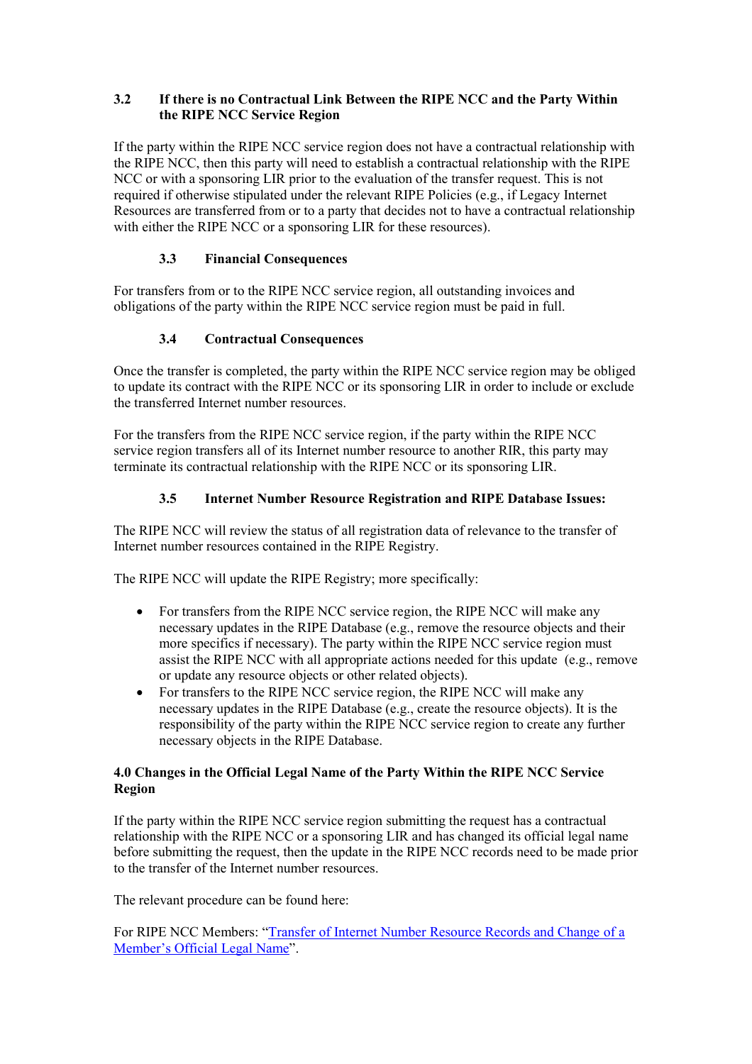### 3.2 If there is no Contractual Link Between the RIPE NCC and the Party Within the RIPE NCC Service Region

If the party within the RIPE NCC service region does not have a contractual relationship with the RIPE NCC, then this party will need to establish a contractual relationship with the RIPE NCC or with a sponsoring LIR prior to the evaluation of the transfer request. This is not required if otherwise stipulated under the relevant RIPE Policies (e.g., if Legacy Internet Resources are transferred from or to a party that decides not to have a contractual relationship with either the RIPE NCC or a sponsoring LIR for these resources).

### 3.3 Financial Consequences

For transfers from or to the RIPE NCC service region, all outstanding invoices and obligations of the party within the RIPE NCC service region must be paid in full.

### 3.4 Contractual Consequences

Once the transfer is completed, the party within the RIPE NCC service region may be obliged to update its contract with the RIPE NCC or its sponsoring LIR in order to include or exclude the transferred Internet number resources.

For the transfers from the RIPE NCC service region, if the party within the RIPE NCC service region transfers all of its Internet number resource to another RIR, this party may terminate its contractual relationship with the RIPE NCC or its sponsoring LIR.

### 3.5 Internet Number Resource Registration and RIPE Database Issues:

The RIPE NCC will review the status of all registration data of relevance to the transfer of Internet number resources contained in the RIPE Registry.

The RIPE NCC will update the RIPE Registry; more specifically:

- For transfers from the RIPE NCC service region, the RIPE NCC will make any necessary updates in the RIPE Database (e.g., remove the resource objects and their more specifics if necessary). The party within the RIPE NCC service region must assist the RIPE NCC with all appropriate actions needed for this update (e.g., remove or update any resource objects or other related objects).
- For transfers to the RIPE NCC service region, the RIPE NCC will make any necessary updates in the RIPE Database (e.g., create the resource objects). It is the responsibility of the party within the RIPE NCC service region to create any further necessary objects in the RIPE Database.

## 4.0 Changes in the Official Legal Name of the Party Within the RIPE NCC Service Region

If the party within the RIPE NCC service region submitting the request has a contractual relationship with the RIPE NCC or a sponsoring LIR and has changed its official legal name before submitting the request, then the update in the RIPE NCC records need to be made prior to the transfer of the Internet number resources.

The relevant procedure can be found here:

For RIPE NCC Members: "Transfer of Internet Number Resource Records and Change of a Member's Official Legal Name".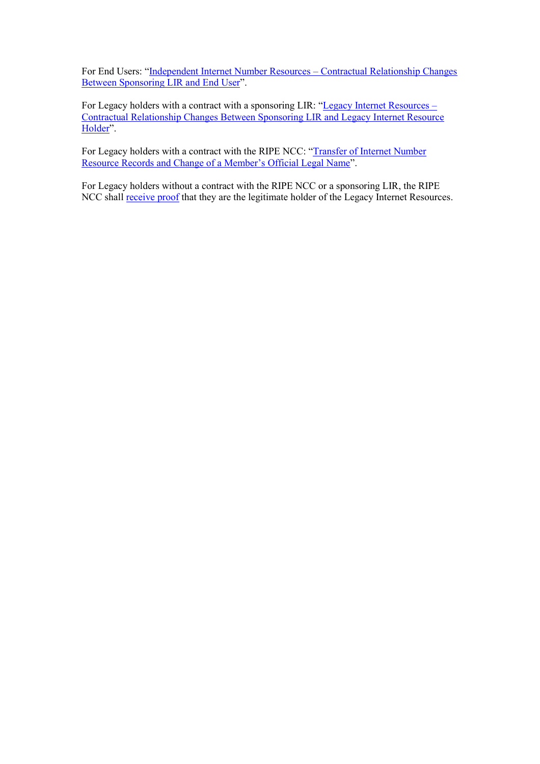For End Users: "Independent Internet Number Resources – Contractual Relationship Changes Between Sponsoring LIR and End User".

For Legacy holders with a contract with a sponsoring LIR: "Legacy Internet Resources – Contractual Relationship Changes Between Sponsoring LIR and Legacy Internet Resource Holder".

For Legacy holders with a contract with the RIPE NCC: "Transfer of Internet Number Resource Records and Change of a Member's Official Legal Name".

For Legacy holders without a contract with the RIPE NCC or a sponsoring LIR, the RIPE NCC shall receive proof that they are the legitimate holder of the Legacy Internet Resources.